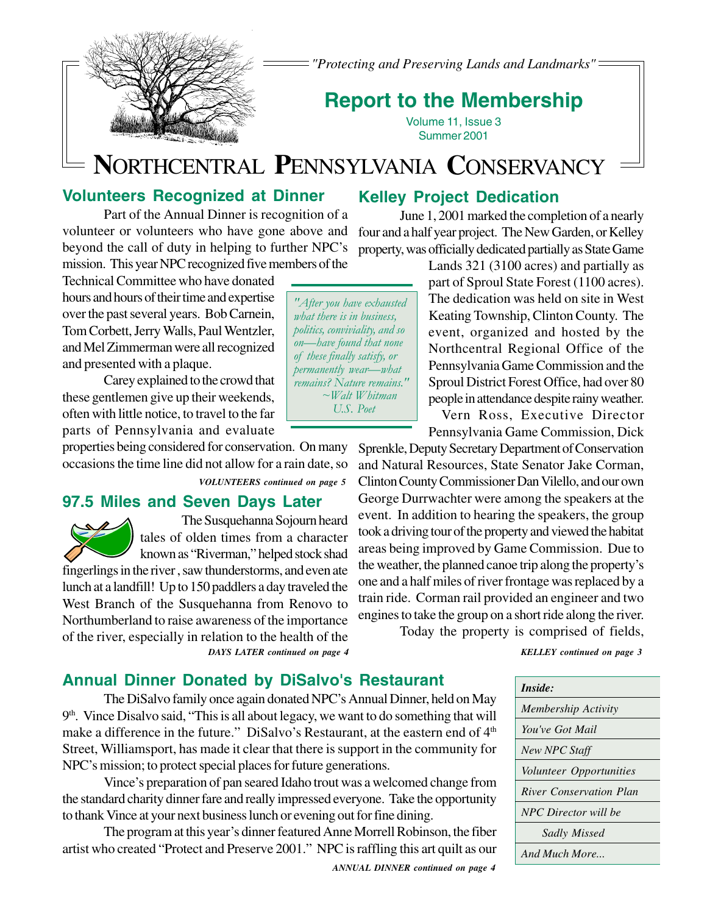*"Protecting and Preserving Lands and Landmarks"*

# Report to the Membership

Volume 11, Issue 3
Summer 2001

# NORTHCENTRAL PENNSYLVANIA CONSERVANCY

## Volunteers Recognized at Dinner

Part of the Annual Dinner is recognition of a volunteer or volunteers who have gone above and beyond the call of duty in helping to further NPC's mission. This year NPC recognized five members of the Technical Committee who have donated hours and hours of their time and expertise over the past several years. Bob Carnein, Tom Corbett, Jerry Walls, Paul Wentzler, and Mel Zimmerman were all recognized and presented with a plaque.

Carey explained to the crowd that these gentlemen give up their weekends, often with little notice, to travel to the far parts of Pennsylvania and evaluate properties being considered for conservation. On many occasions the time line did not allow for a rain date, so

***VOLUNTEERS continued on page 5***

> *"After you have exhausted what there is in business, politics, conviviality, and so on—have found that none of these finally satisfy, or permanently wear—what remains? Nature remains."*
> *~Walt Whitman*
> *U.S. Poet*

## 97.5 Miles and Seven Days Later

The Susquehanna Sojourn heard tales of olden times from a character known as "Riverman," helped stock shad fingerlings in the river , saw thunderstorms, and even ate lunch at a landfill! Up to 150 paddlers a day traveled the West Branch of the Susquehanna from Renovo to Northumberland to raise awareness of the importance of the river, especially in relation to the health of the

***DAYS LATER continued on page 4***

## Kelley Project Dedication

June 1, 2001 marked the completion of a nearly four and a half year project. The New Garden, or Kelley property, was officially dedicated partially as State Game Lands 321 (3100 acres) and partially as part of Sproul State Forest (1100 acres). The dedication was held on site in West Keating Township, Clinton County. The event, organized and hosted by the Northcentral Regional Office of the Pennsylvania Game Commission and the Sproul District Forest Office, had over 80 people in attendance despite rainy weather.

Vern Ross, Executive Director Pennsylvania Game Commission, Dick Sprenkle, Deputy Secretary Department of Conservation and Natural Resources, State Senator Jake Corman, Clinton County Commissioner Dan Vilello, and our own George Durrwachter were among the speakers at the event. In addition to hearing the speakers, the group took a driving tour of the property and viewed the habitat areas being improved by Game Commission. Due to the weather, the planned canoe trip along the property's one and a half miles of river frontage was replaced by a train ride. Corman rail provided an engineer and two engines to take the group on a short ride along the river.

Today the property is comprised of fields,

***KELLEY continued on page 3***

## Annual Dinner Donated by DiSalvo's Restaurant

The DiSalvo family once again donated NPC's Annual Dinner, held on May 9th. Vince Disalvo said, "This is all about legacy, we want to do something that will make a difference in the future." DiSalvo's Restaurant, at the eastern end of 4th Street, Williamsport, has made it clear that there is support in the community for NPC's mission; to protect special places for future generations.

Vince's preparation of pan seared Idaho trout was a welcomed change from the standard charity dinner fare and really impressed everyone. Take the opportunity to thank Vince at your next business lunch or evening out for fine dining.

The program at this year's dinner featured Anne Morrell Robinson, the fiber artist who created "Protect and Preserve 2001." NPC is raffling this art quilt as our

***ANNUAL DINNER continued on page 4***

| *Inside:* |
|---|
| *Membership Activity* |
| *You've Got Mail* |
| *New NPC Staff* |
| *Volunteer Opportunities* |
| *River Conservation Plan* |
| *NPC Director will be Sadly Missed* |
| *And Much More...* |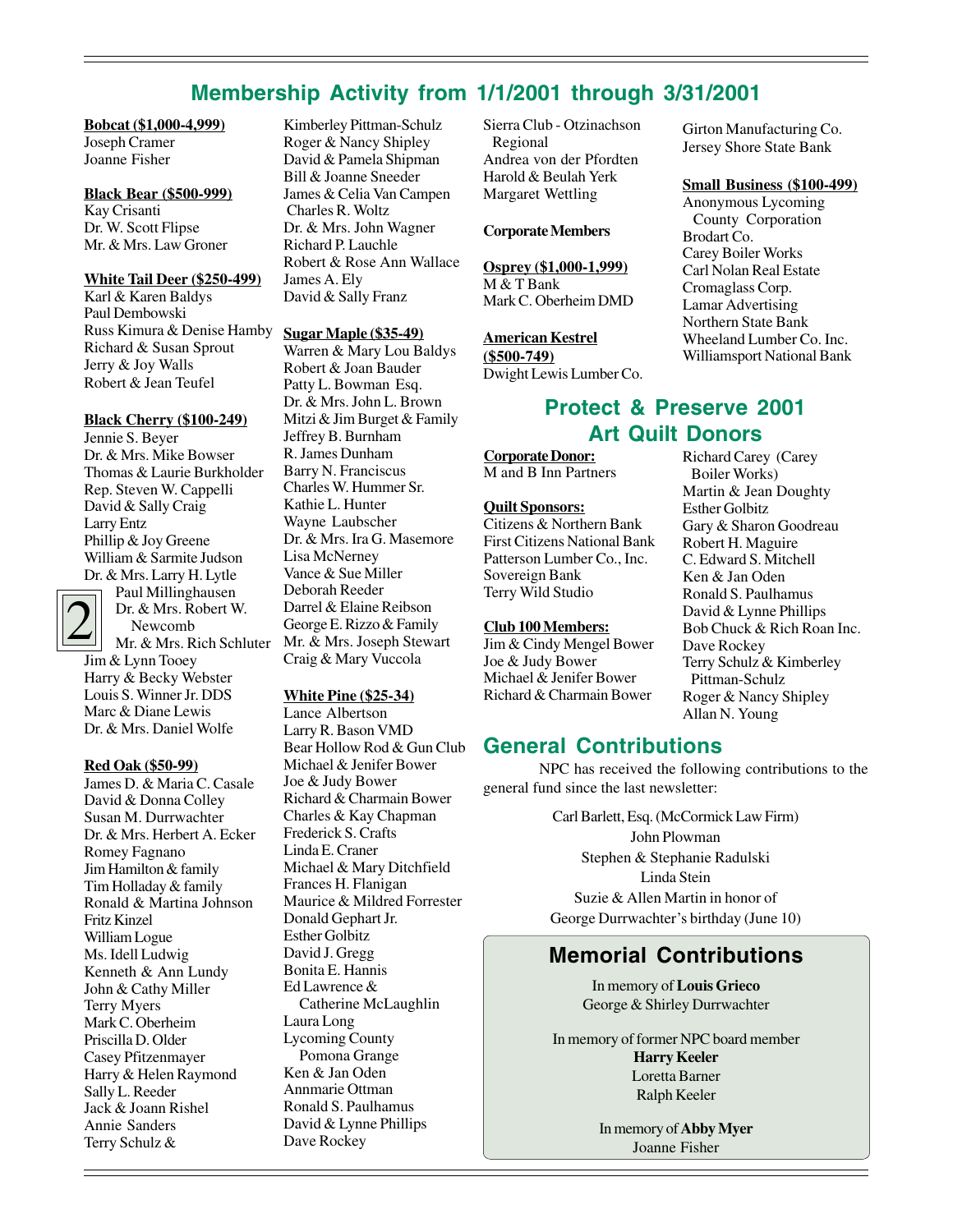## Membership Activity from 1/1/2001 through 3/31/2001

**Bobcat ($1,000-4,999)**
Joseph Cramer
Joanne Fisher

**Black Bear ($500-999)**
Kay Crisanti
Dr. W. Scott Flipse
Mr. & Mrs. Law Groner

**White Tail Deer ($250-499)**
Karl & Karen Baldys
Paul Dembowski
Russ Kimura & Denise Hamby
Richard & Susan Sprout
Jerry & Joy Walls
Robert & Jean Teufel

**Black Cherry ($100-249)**
Jennie S. Beyer
Dr. & Mrs. Mike Bowser
Thomas & Laurie Burkholder
Rep. Steven W. Cappelli
David & Sally Craig
Larry Entz
Phillip & Joy Greene
William & Sarmite Judson
Dr. & Mrs. Larry H. Lytle
Paul Millinghausen
Dr. & Mrs. Robert W. Newcomb
Mr. & Mrs. Rich Schluter
Jim & Lynn Tooey
Harry & Becky Webster
Louis S. Winner Jr. DDS
Marc & Diane Lewis
Dr. & Mrs. Daniel Wolfe

**Red Oak ($50-99)**
James D. & Maria C. Casale
David & Donna Colley
Susan M. Durrwachter
Dr. & Mrs. Herbert A. Ecker
Romey Fagnano
Jim Hamilton & family
Tim Holladay & family
Ronald & Martina Johnson
Fritz Kinzel
William Logue
Ms. Idell Ludwig
Kenneth & Ann Lundy
John & Cathy Miller
Terry Myers
Mark C. Oberheim
Priscilla D. Older
Casey Pfitzenmayer
Harry & Helen Raymond
Sally L. Reeder
Jack & Joann Rishel
Annie Sanders
Terry Schulz & Kimberley Pittman-Schulz
Roger & Nancy Shipley
David & Pamela Shipman
Bill & Joanne Sneeder
James & Celia Van Campen
Charles R. Woltz
Dr. & Mrs. John Wagner
Richard P. Lauchle
Robert & Rose Ann Wallace
James A. Ely
David & Sally Franz

**Sugar Maple ($35-49)**
Warren & Mary Lou Baldys
Robert & Joan Bauder
Patty L. Bowman Esq.
Dr. & Mrs. John L. Brown
Mitzi & Jim Burget & Family
Jeffrey B. Burnham
R. James Dunham
Barry N. Franciscus
Charles W. Hummer Sr.
Kathie L. Hunter
Wayne Laubscher
Dr. & Mrs. Ira G. Masemore
Lisa McNerney
Vance & Sue Miller
Deborah Reeder
Darrel & Elaine Reibson
George E. Rizzo & Family
Mr. & Mrs. Joseph Stewart
Craig & Mary Vuccola

**White Pine ($25-34)**
Lance Albertson
Larry R. Bason VMD
Bear Hollow Rod & Gun Club
Michael & Jenifer Bower
Joe & Judy Bower
Richard & Charmain Bower
Charles & Kay Chapman
Frederick S. Crafts
Linda E. Craner
Michael & Mary Ditchfield
Frances H. Flanigan
Maurice & Mildred Forrester
Donald Gephart Jr.
Esther Golbitz
David J. Gregg
Bonita E. Hannis
Ed Lawrence & Catherine McLaughlin
Laura Long
Lycoming County Pomona Grange
Ken & Jan Oden
Annmarie Ottman
Ronald S. Paulhamus
David & Lynne Phillips
Dave Rockey
Sierra Club - Otzinachson Regional
Andrea von der Pfordten
Harold & Beulah Yerk
Margaret Wettling

**Corporate Members**

**Osprey ($1,000-1,999)**
M & T Bank
Mark C. Oberheim DMD

**American Kestrel ($500-749)**
Dwight Lewis Lumber Co.
Girton Manufacturing Co.
Jersey Shore State Bank

**Small Business ($100-499)**
Anonymous Lycoming County Corporation
Brodart Co.
Carey Boiler Works
Carl Nolan Real Estate
Cromaglass Corp.
Lamar Advertising
Northern State Bank
Wheeland Lumber Co. Inc.
Williamsport National Bank

## Protect & Preserve 2001 Art Quilt Donors

**Corporate Donor:**
M and B Inn Partners

**Quilt Sponsors:**
Citizens & Northern Bank
First Citizens National Bank
Patterson Lumber Co., Inc.
Sovereign Bank
Terry Wild Studio

**Club 100 Members:**
Jim & Cindy Mengel Bower
Joe & Judy Bower
Michael & Jenifer Bower
Richard & Charmain Bower
Richard Carey (Carey Boiler Works)
Martin & Jean Doughty
Esther Golbitz
Gary & Sharon Goodreau
Robert H. Maguire
C. Edward S. Mitchell
Ken & Jan Oden
Ronald S. Paulhamus
David & Lynne Phillips
Bob Chuck & Rich Roan Inc.
Dave Rockey
Terry Schulz & Kimberley Pittman-Schulz
Roger & Nancy Shipley
Allan N. Young

## General Contributions

NPC has received the following contributions to the general fund since the last newsletter:

Carl Barlett, Esq. (McCormick Law Firm)
John Plowman
Stephen & Stephanie Radulski
Linda Stein
Suzie & Allen Martin in honor of George Durrwachter's birthday (June 10)

## Memorial Contributions

In memory of **Louis Grieco**
George & Shirley Durrwachter

In memory of former NPC board member **Harry Keeler**
Loretta Barner
Ralph Keeler

In memory of **Abby Myer**
Joanne Fisher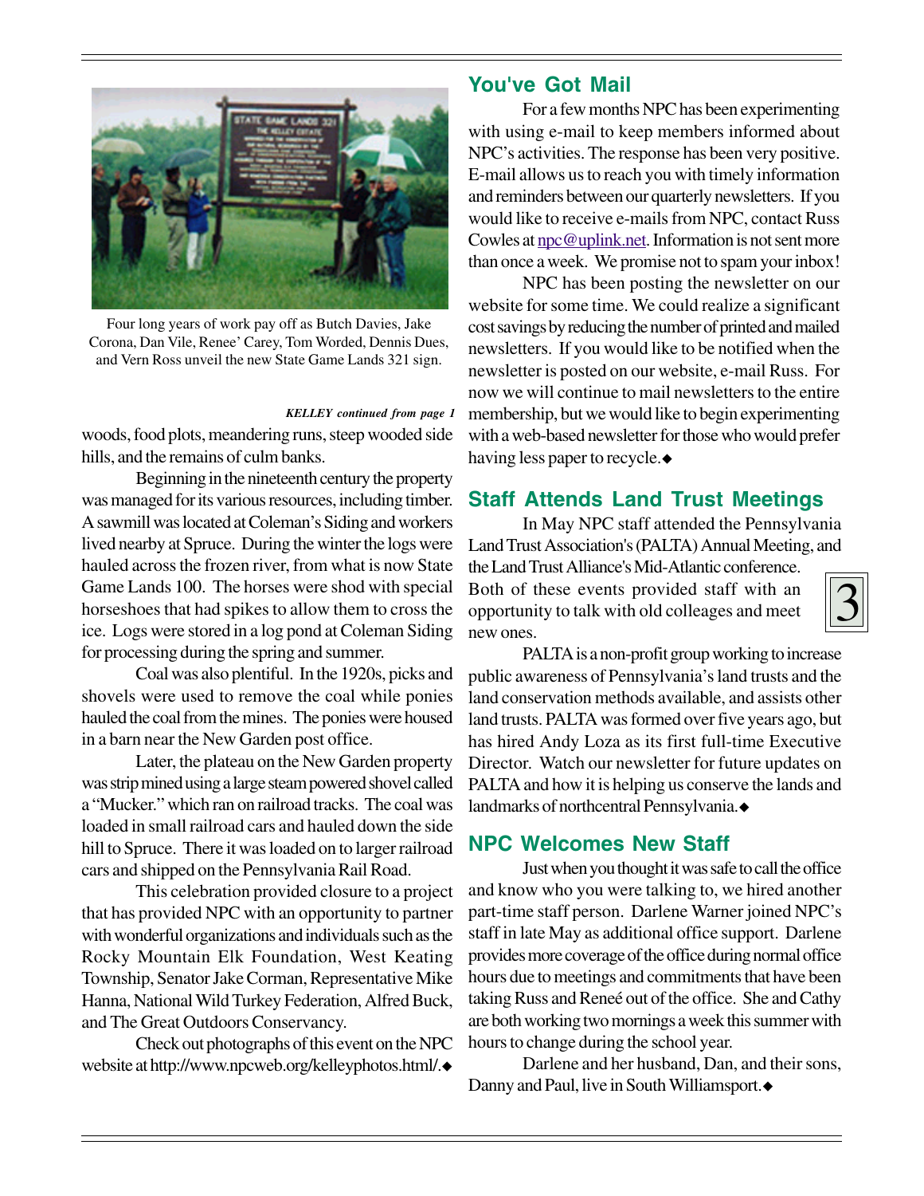Four long years of work pay off as Butch Davies, Jake Corona, Dan Vile, Renee' Carey, Tom Worded, Dennis Dues, and Vern Ross unveil the new State Game Lands 321 sign.

*KELLEY continued from page 1*

woods, food plots, meandering runs, steep wooded side hills, and the remains of culm banks.

Beginning in the nineteenth century the property was managed for its various resources, including timber. A sawmill was located at Coleman's Siding and workers lived nearby at Spruce. During the winter the logs were hauled across the frozen river, from what is now State Game Lands 100. The horses were shod with special horseshoes that had spikes to allow them to cross the ice. Logs were stored in a log pond at Coleman Siding for processing during the spring and summer.

Coal was also plentiful. In the 1920s, picks and shovels were used to remove the coal while ponies hauled the coal from the mines. The ponies were housed in a barn near the New Garden post office.

Later, the plateau on the New Garden property was strip mined using a large steam powered shovel called a "Mucker." which ran on railroad tracks. The coal was loaded in small railroad cars and hauled down the side hill to Spruce. There it was loaded on to larger railroad cars and shipped on the Pennsylvania Rail Road.

This celebration provided closure to a project that has provided NPC with an opportunity to partner with wonderful organizations and individuals such as the Rocky Mountain Elk Foundation, West Keating Township, Senator Jake Corman, Representative Mike Hanna, National Wild Turkey Federation, Alfred Buck, and The Great Outdoors Conservancy.

Check out photographs of this event on the NPC website at http://www.npcweb.org/kelleyphotos.html/.◆

## You've Got Mail

For a few months NPC has been experimenting with using e-mail to keep members informed about NPC's activities. The response has been very positive. E-mail allows us to reach you with timely information and reminders between our quarterly newsletters. If you would like to receive e-mails from NPC, contact Russ Cowles at npc@uplink.net. Information is not sent more than once a week. We promise not to spam your inbox!

NPC has been posting the newsletter on our website for some time. We could realize a significant cost savings by reducing the number of printed and mailed newsletters. If you would like to be notified when the newsletter is posted on our website, e-mail Russ. For now we will continue to mail newsletters to the entire membership, but we would like to begin experimenting with a web-based newsletter for those who would prefer having less paper to recycle.◆

## Staff Attends Land Trust Meetings

In May NPC staff attended the Pennsylvania Land Trust Association's (PALTA) Annual Meeting, and the Land Trust Alliance's Mid-Atlantic conference. Both of these events provided staff with an opportunity to talk with old colleagues and meet new ones.

PALTA is a non-profit group working to increase public awareness of Pennsylvania's land trusts and the land conservation methods available, and assists other land trusts. PALTA was formed over five years ago, but has hired Andy Loza as its first full-time Executive Director. Watch our newsletter for future updates on PALTA and how it is helping us conserve the lands and landmarks of northcentral Pennsylvania.◆

## NPC Welcomes New Staff

Just when you thought it was safe to call the office and know who you were talking to, we hired another part-time staff person. Darlene Warner joined NPC's staff in late May as additional office support. Darlene provides more coverage of the office during normal office hours due to meetings and commitments that have been taking Russ and Reneé out of the office. She and Cathy are both working two mornings a week this summer with hours to change during the school year.

Darlene and her husband, Dan, and their sons, Danny and Paul, live in South Williamsport.◆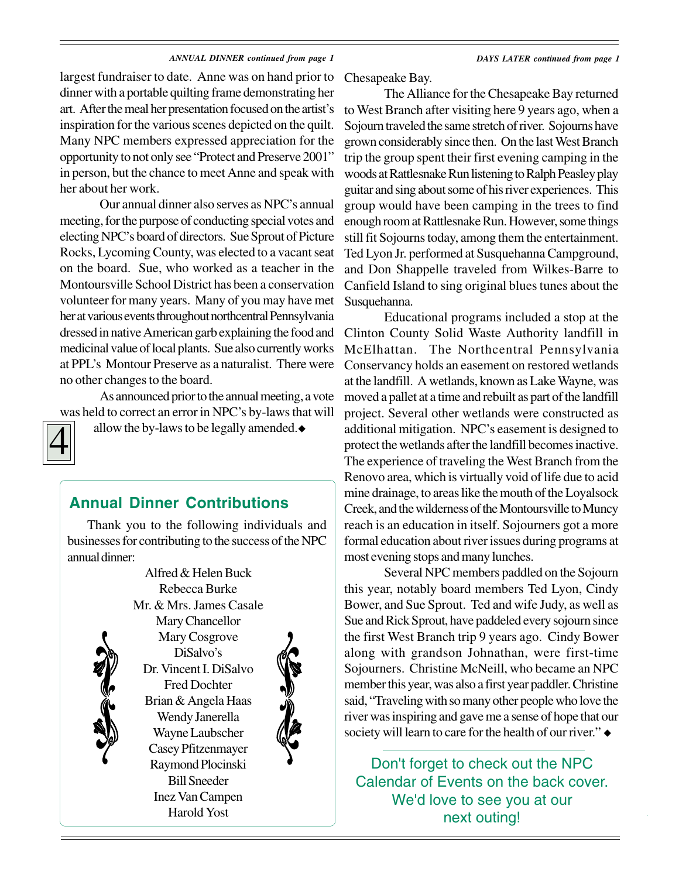*ANNUAL DINNER continued from page 1*

largest fundraiser to date. Anne was on hand prior to dinner with a portable quilting frame demonstrating her art. After the meal her presentation focused on the artist's inspiration for the various scenes depicted on the quilt. Many NPC members expressed appreciation for the opportunity to not only see "Protect and Preserve 2001" in person, but the chance to meet Anne and speak with her about her work.

Our annual dinner also serves as NPC's annual meeting, for the purpose of conducting special votes and electing NPC's board of directors. Sue Sprout of Picture Rocks, Lycoming County, was elected to a vacant seat on the board. Sue, who worked as a teacher in the Montoursville School District has been a conservation volunteer for many years. Many of you may have met her at various events throughout northcentral Pennsylvania dressed in native American garb explaining the food and medicinal value of local plants. Sue also currently works at PPL's Montour Preserve as a naturalist. There were no other changes to the board.

As announced prior to the annual meeting, a vote was held to correct an error in NPC's by-laws that will allow the by-laws to be legally amended.◆

## Annual Dinner Contributions

Thank you to the following individuals and businesses for contributing to the success of the NPC annual dinner:

Alfred & Helen Buck
Rebecca Burke
Mr. & Mrs. James Casale
Mary Chancellor
Mary Cosgrove
DiSalvo's
Dr. Vincent I. DiSalvo
Fred Dochter
Brian & Angela Haas
Wendy Janerella
Wayne Laubscher
Casey Pfitzenmayer
Raymond Plocinski
Bill Sneeder
Inez Van Campen
Harold Yost

*DAYS LATER continued from page 1*

Chesapeake Bay.

The Alliance for the Chesapeake Bay returned to West Branch after visiting here 9 years ago, when a Sojourn traveled the same stretch of river. Sojourns have grown considerably since then. On the last West Branch trip the group spent their first evening camping in the woods at Rattlesnake Run listening to Ralph Peasley play guitar and sing about some of his river experiences. This group would have been camping in the trees to find enough room at Rattlesnake Run. However, some things still fit Sojourns today, among them the entertainment. Ted Lyon Jr. performed at Susquehanna Campground, and Don Shappelle traveled from Wilkes-Barre to Canfield Island to sing original blues tunes about the Susquehanna.

Educational programs included a stop at the Clinton County Solid Waste Authority landfill in McElhattan. The Northcentral Pennsylvania Conservancy holds an easement on restored wetlands at the landfill. A wetlands, known as Lake Wayne, was moved a pallet at a time and rebuilt as part of the landfill project. Several other wetlands were constructed as additional mitigation. NPC's easement is designed to protect the wetlands after the landfill becomes inactive. The experience of traveling the West Branch from the Renovo area, which is virtually void of life due to acid mine drainage, to areas like the mouth of the Loyalsock Creek, and the wilderness of the Montoursville to Muncy reach is an education in itself. Sojourners got a more formal education about river issues during programs at most evening stops and many lunches.

Several NPC members paddled on the Sojourn this year, notably board members Ted Lyon, Cindy Bower, and Sue Sprout. Ted and wife Judy, as well as Sue and Rick Sprout, have paddeled every sojourn since the first West Branch trip 9 years ago. Cindy Bower along with grandson Johnathan, were first-time Sojourners. Christine McNeill, who became an NPC member this year, was also a first year paddler. Christine said, "Traveling with so many other people who love the river was inspiring and gave me a sense of hope that our society will learn to care for the health of our river." ◆

Don't forget to check out the NPC Calendar of Events on the back cover. We'd love to see you at our next outing!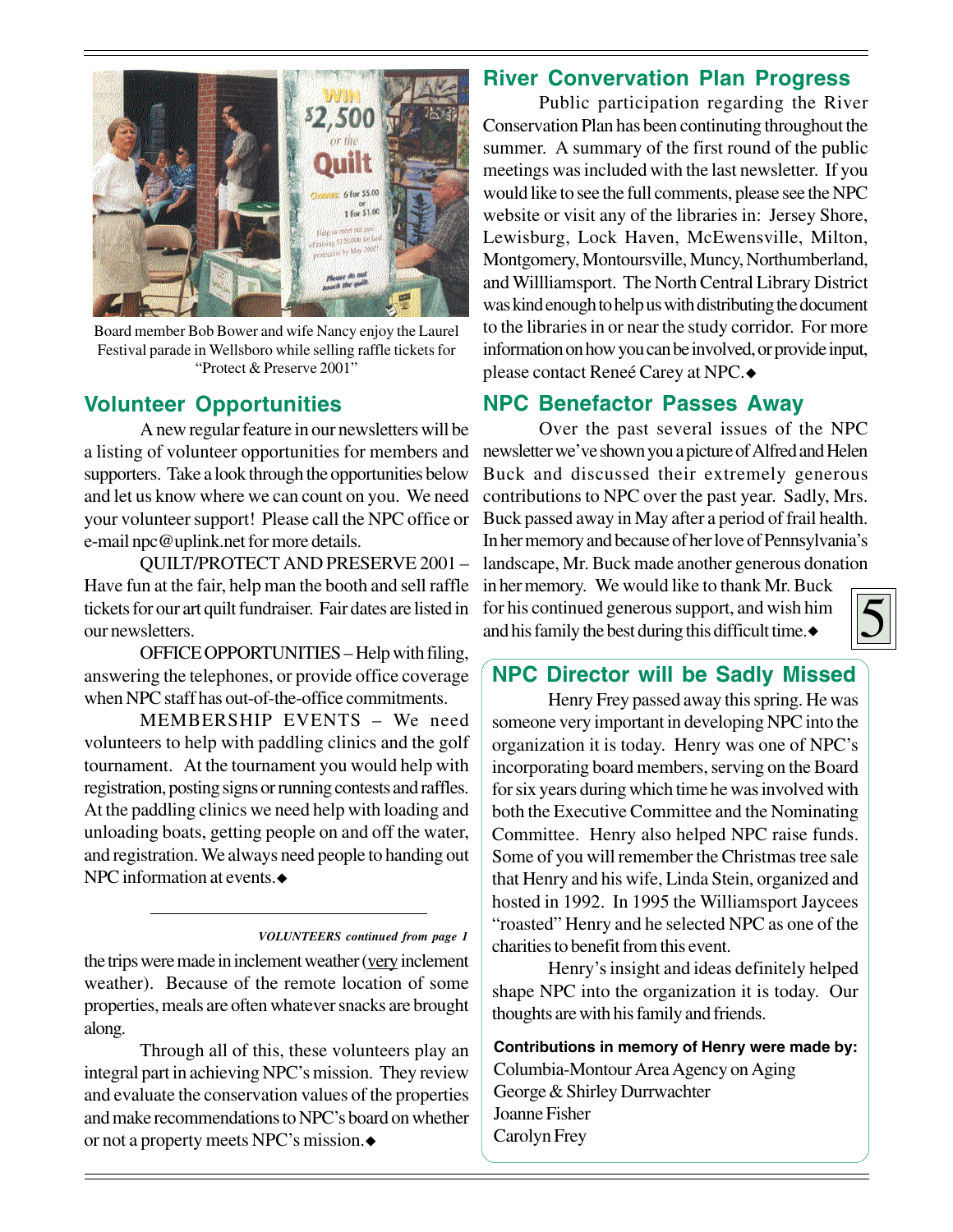Board member Bob Bower and wife Nancy enjoy the Laurel Festival parade in Wellsboro while selling raffle tickets for "Protect & Preserve 2001"

## Volunteer Opportunities

A new regular feature in our newsletters will be a listing of volunteer opportunities for members and supporters. Take a look through the opportunities below and let us know where we can count on you. We need your volunteer support! Please call the NPC office or e-mail npc@uplink.net for more details.

QUILT/PROTECT AND PRESERVE 2001 – Have fun at the fair, help man the booth and sell raffle tickets for our art quilt fundraiser. Fair dates are listed in our newsletters.

OFFICE OPPORTUNITIES – Help with filing, answering the telephones, or provide office coverage when NPC staff has out-of-the-office commitments.

MEMBERSHIP EVENTS – We need volunteers to help with paddling clinics and the golf tournament. At the tournament you would help with registration, posting signs or running contests and raffles. At the paddling clinics we need help with loading and unloading boats, getting people on and off the water, and registration. We always need people to handing out NPC information at events.◆

***VOLUNTEERS continued from page 1***

the trips were made in inclement weather (very inclement weather). Because of the remote location of some properties, meals are often whatever snacks are brought along.

Through all of this, these volunteers play an integral part in achieving NPC's mission. They review and evaluate the conservation values of the properties and make recommendations to NPC's board on whether or not a property meets NPC's mission.◆

## River Convervation Plan Progress

Public participation regarding the River Conservation Plan has been continuing throughout the summer. A summary of the first round of the public meetings was included with the last newsletter. If you would like to see the full comments, please see the NPC website or visit any of the libraries in: Jersey Shore, Lewisburg, Lock Haven, McEwensville, Milton, Montgomery, Montoursville, Muncy, Northumberland, and Williamsport. The North Central Library District was kind enough to help us with distributing the document to the libraries in or near the study corridor. For more information on how you can be involved, or provide input, please contact Reneé Carey at NPC.◆

## NPC Benefactor Passes Away

Over the past several issues of the NPC newsletter we've shown you a picture of Alfred and Helen Buck and discussed their extremely generous contributions to NPC over the past year. Sadly, Mrs. Buck passed away in May after a period of frail health. In her memory and because of her love of Pennsylvania's landscape, Mr. Buck made another generous donation in her memory. We would like to thank Mr. Buck for his continued generous support, and wish him and his family the best during this difficult time.◆

## NPC Director will be Sadly Missed

Henry Frey passed away this spring. He was someone very important in developing NPC into the organization it is today. Henry was one of NPC's incorporating board members, serving on the Board for six years during which time he was involved with both the Executive Committee and the Nominating Committee. Henry also helped NPC raise funds. Some of you will remember the Christmas tree sale that Henry and his wife, Linda Stein, organized and hosted in 1992. In 1995 the Williamsport Jaycees "roasted" Henry and he selected NPC as one of the charities to benefit from this event.

Henry's insight and ideas definitely helped shape NPC into the organization it is today. Our thoughts are with his family and friends.

**Contributions in memory of Henry were made by:**

Columbia-Montour Area Agency on Aging
George & Shirley Durrwachter
Joanne Fisher
Carolyn Frey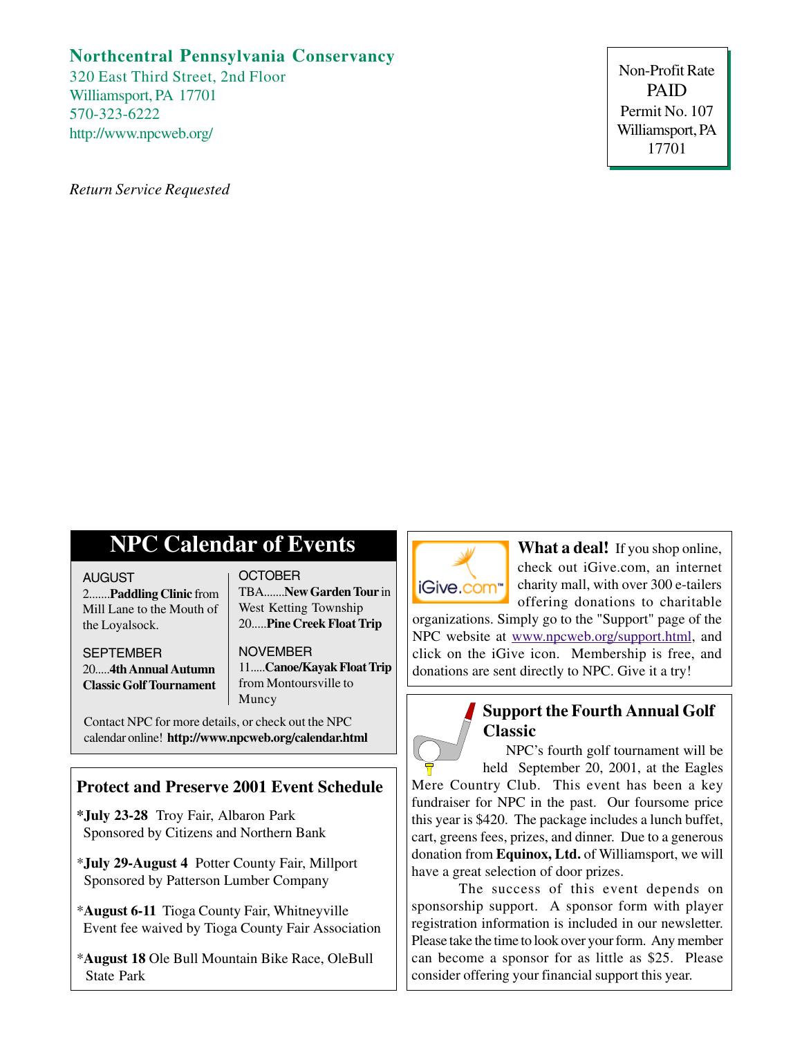**Northcentral Pennsylvania Conservancy**
320 East Third Street, 2nd Floor
Williamsport, PA 17701
570-323-6222
http://www.npcweb.org/

*Return Service Requested*

Non-Profit Rate
PAID
Permit No. 107
Williamsport, PA
17701

## NPC Calendar of Events

AUGUST
2.......**Paddling Clinic** from Mill Lane to the Mouth of the Loyalsock.

SEPTEMBER
20.....**4th Annual Autumn Classic Golf Tournament**

OCTOBER
TBA.......**New Garden Tour** in West Ketting Township
20.....**Pine Creek Float Trip**

NOVEMBER
11.....**Canoe/Kayak Float Trip** from Montoursville to Muncy

Contact NPC for more details, or check out the NPC calendar online! **http://www.npcweb.org/calendar.html**

## Protect and Preserve 2001 Event Schedule

***July 23-28** Troy Fair, Albaron Park
Sponsored by Citizens and Northern Bank

***July 29-August 4** Potter County Fair, Millport
Sponsored by Patterson Lumber Company

***August 6-11** Tioga County Fair, Whitneyville
Event fee waived by Tioga County Fair Association

***August 18** Ole Bull Mountain Bike Race, OleBull State Park

**What a deal!** If you shop online, check out iGive.com, an internet charity mall, with over 300 e-tailers offering donations to charitable organizations. Simply go to the "Support" page of the NPC website at www.npcweb.org/support.html, and click on the iGive icon. Membership is free, and donations are sent directly to NPC. Give it a try!

### Support the Fourth Annual Golf Classic

NPC's fourth golf tournament will be held September 20, 2001, at the Eagles Mere Country Club. This event has been a key fundraiser for NPC in the past. Our foursome price this year is $420. The package includes a lunch buffet, cart, greens fees, prizes, and dinner. Due to a generous donation from **Equinox, Ltd.** of Williamsport, we will have a great selection of door prizes.

The success of this event depends on sponsorship support. A sponsor form with player registration information is included in our newsletter. Please take the time to look over your form. Any member can become a sponsor for as little as $25. Please consider offering your financial support this year.